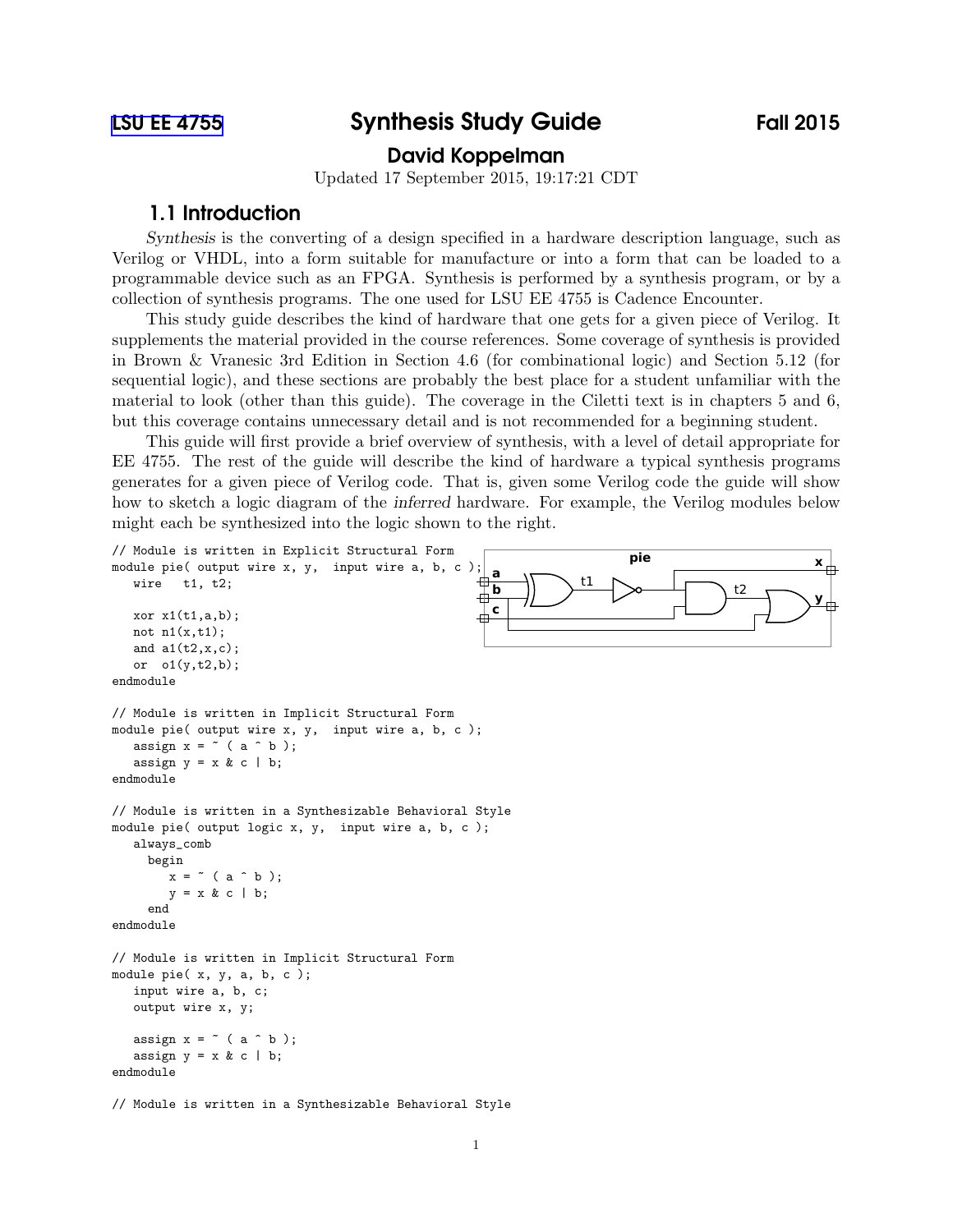LSU EE 4755 **Synthesis Study Guide** **Fall 2015**

**David Koppelman**

Updated 17 September 2015, 19:17:21 CDT

## 1.1 Introduction

*Synthesis* is the converting of a design specified in a hardware description language, such as Verilog or VHDL, into a form suitable for manufacture or into a form that can be loaded to a programmable device such as an FPGA. Synthesis is performed by a synthesis program, or by a collection of synthesis programs. The one used for LSU EE 4755 is Cadence Encounter.

This study guide describes the kind of hardware that one gets for a given piece of Verilog. It supplements the material provided in the course references. Some coverage of synthesis is provided in Brown & Vranesic 3rd Edition in Section 4.6 (for combinational logic) and Section 5.12 (for sequential logic), and these sections are probably the best place for a student unfamiliar with the material to look (other than this guide). The coverage in the Ciletti text is in chapters 5 and 6, but this coverage contains unnecessary detail and is not recommended for a beginning student.

This guide will first provide a brief overview of synthesis, with a level of detail appropriate for EE 4755. The rest of the guide will describe the kind of hardware a typical synthesis programs generates for a given piece of Verilog code. That is, given some Verilog code the guide will show how to sketch a logic diagram of the *inferred* hardware. For example, the Verilog modules below might each be synthesized into the logic shown to the right.

```
// Module is written in Explicit Structural Form
module pie( output wire x, y,  input wire a, b, c );
   wire   t1, t2;

   xor x1(t1,a,b);
   not n1(x,t1);
   and a1(t2,x,c);
   or  o1(y,t2,b);
endmodule

// Module is written in Implicit Structural Form
module pie( output wire x, y,  input wire a, b, c );
   assign x = ~ ( a ^ b );
   assign y = x & c | b;
endmodule

// Module is written in a Synthesizable Behavioral Style
module pie( output logic x, y,  input wire a, b, c );
   always_comb
     begin
        x = ~ ( a ^ b );
        y = x & c | b;
     end
endmodule

// Module is written in Implicit Structural Form
module pie( x, y, a, b, c );
   input wire a, b, c;
   output wire x, y;

   assign x = ~ ( a ^ b );
   assign y = x & c | b;
endmodule

// Module is written in a Synthesizable Behavioral Style
```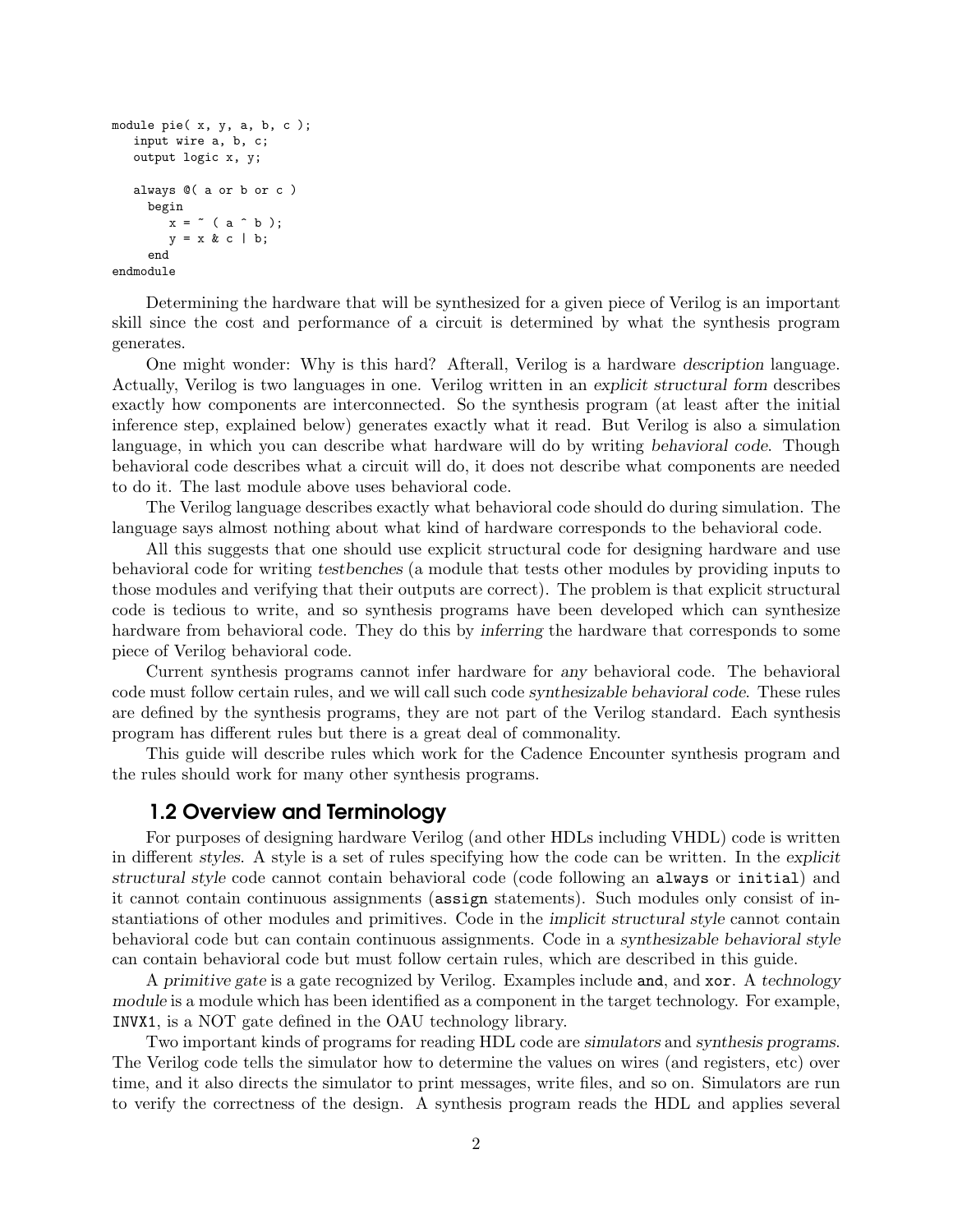```
module pie( x, y, a, b, c );
   input wire a, b, c;
   output logic x, y;

   always @( a or b or c )
     begin
        x = ~ ( a ^ b );
        y = x & c | b;
     end
endmodule
```

Determining the hardware that will be synthesized for a given piece of Verilog is an important skill since the cost and performance of a circuit is determined by what the synthesis program generates.

One might wonder: Why is this hard? Afterall, Verilog is a hardware *description* language. Actually, Verilog is two languages in one. Verilog written in an *explicit structural form* describes exactly how components are interconnected. So the synthesis program (at least after the initial inference step, explained below) generates exactly what it read. But Verilog is also a simulation language, in which you can describe what hardware will do by writing *behavioral code*. Though behavioral code describes what a circuit will do, it does not describe what components are needed to do it. The last module above uses behavioral code.

The Verilog language describes exactly what behavioral code should do during simulation. The language says almost nothing about what kind of hardware corresponds to the behavioral code.

All this suggests that one should use explicit structural code for designing hardware and use behavioral code for writing *testbenches* (a module that tests other modules by providing inputs to those modules and verifying that their outputs are correct). The problem is that explicit structural code is tedious to write, and so synthesis programs have been developed which can synthesize hardware from behavioral code. They do this by *inferring* the hardware that corresponds to some piece of Verilog behavioral code.

Current synthesis programs cannot infer hardware for *any* behavioral code. The behavioral code must follow certain rules, and we will call such code *synthesizable behavioral code*. These rules are defined by the synthesis programs, they are not part of the Verilog standard. Each synthesis program has different rules but there is a great deal of commonality.

This guide will describe rules which work for the Cadence Encounter synthesis program and the rules should work for many other synthesis programs.

## 1.2 Overview and Terminology

For purposes of designing hardware Verilog (and other HDLs including VHDL) code is written in different *styles*. A style is a set of rules specifying how the code can be written. In the *explicit structural style* code cannot contain behavioral code (code following an `always` or `initial`) and it cannot contain continuous assignments (`assign` statements). Such modules only consist of instantiations of other modules and primitives. Code in the *implicit structural style* cannot contain behavioral code but can contain continuous assignments. Code in a *synthesizable behavioral style* can contain behavioral code but must follow certain rules, which are described in this guide.

A *primitive gate* is a gate recognized by Verilog. Examples include `and`, and `xor`. A *technology module* is a module which has been identified as a component in the target technology. For example, `INVX1`, is a NOT gate defined in the OAU technology library.

Two important kinds of programs for reading HDL code are *simulators* and *synthesis programs*. The Verilog code tells the simulator how to determine the values on wires (and registers, etc) over time, and it also directs the simulator to print messages, write files, and so on. Simulators are run to verify the correctness of the design. A synthesis program reads the HDL and applies several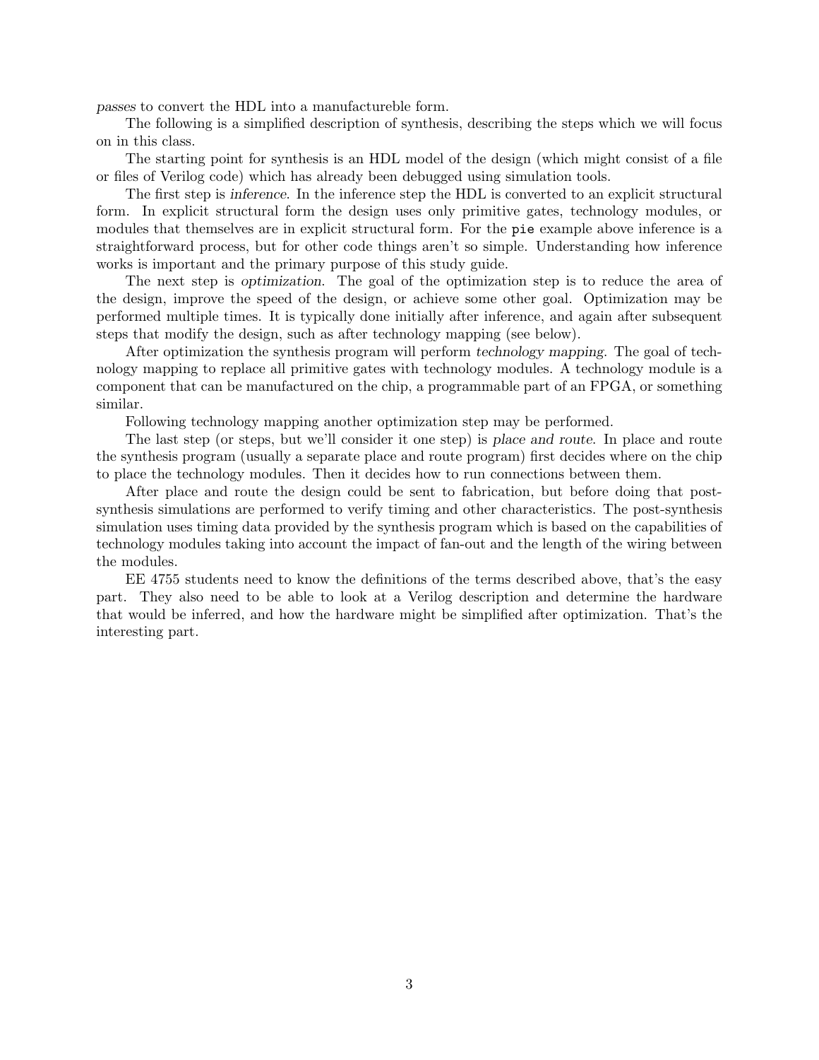*passes* to convert the HDL into a manufactureble form.

The following is a simplified description of synthesis, describing the steps which we will focus on in this class.

The starting point for synthesis is an HDL model of the design (which might consist of a file or files of Verilog code) which has already been debugged using simulation tools.

The first step is *inference*. In the inference step the HDL is converted to an explicit structural form. In explicit structural form the design uses only primitive gates, technology modules, or modules that themselves are in explicit structural form. For the `pie` example above inference is a straightforward process, but for other code things aren't so simple. Understanding how inference works is important and the primary purpose of this study guide.

The next step is *optimization*. The goal of the optimization step is to reduce the area of the design, improve the speed of the design, or achieve some other goal. Optimization may be performed multiple times. It is typically done initially after inference, and again after subsequent steps that modify the design, such as after technology mapping (see below).

After optimization the synthesis program will perform *technology mapping*. The goal of technology mapping to replace all primitive gates with technology modules. A technology module is a component that can be manufactured on the chip, a programmable part of an FPGA, or something similar.

Following technology mapping another optimization step may be performed.

The last step (or steps, but we'll consider it one step) is *place and route*. In place and route the synthesis program (usually a separate place and route program) first decides where on the chip to place the technology modules. Then it decides how to run connections between them.

After place and route the design could be sent to fabrication, but before doing that post-synthesis simulations are performed to verify timing and other characteristics. The post-synthesis simulation uses timing data provided by the synthesis program which is based on the capabilities of technology modules taking into account the impact of fan-out and the length of the wiring between the modules.

EE 4755 students need to know the definitions of the terms described above, that's the easy part. They also need to be able to look at a Verilog description and determine the hardware that would be inferred, and how the hardware might be simplified after optimization. That's the interesting part.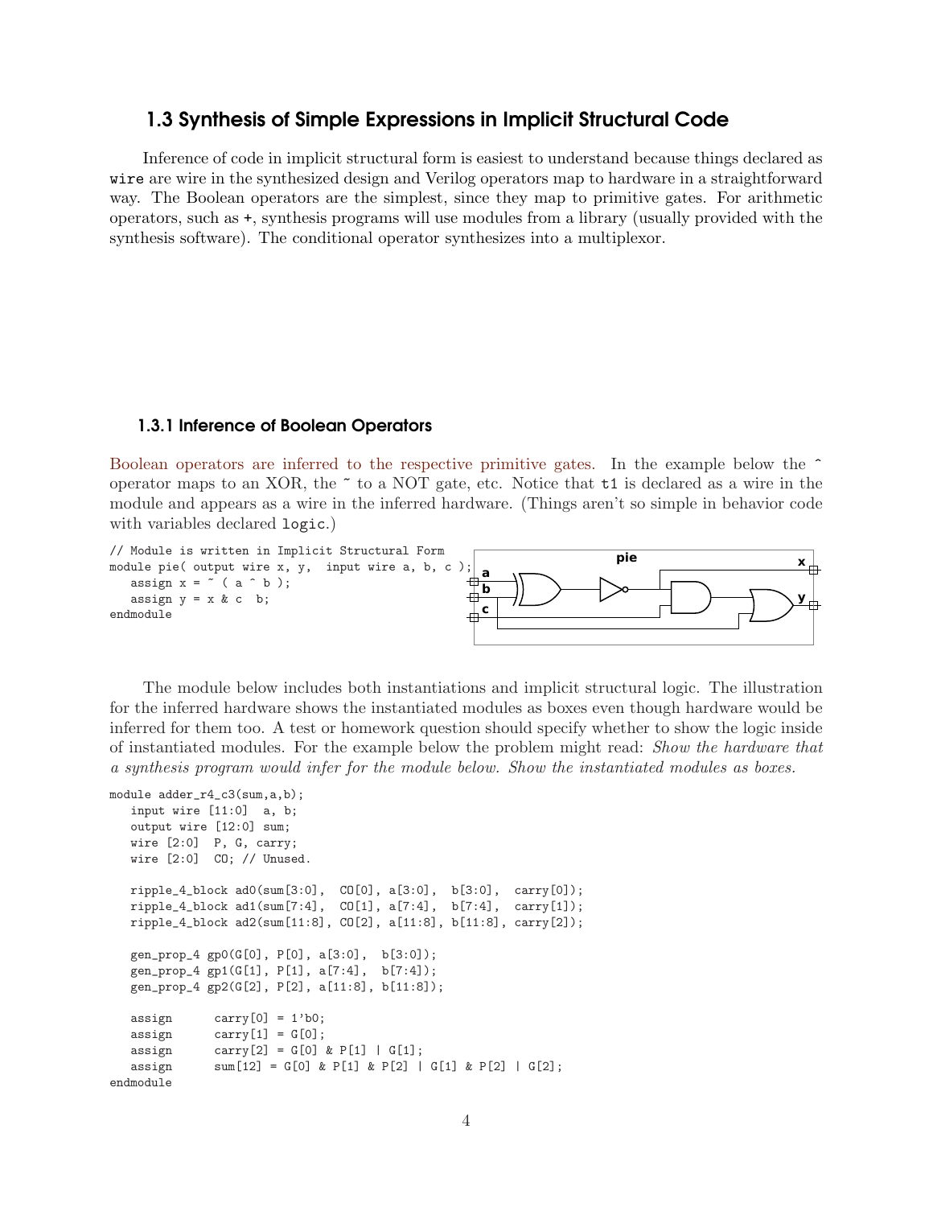## 1.3 Synthesis of Simple Expressions in Implicit Structural Code

Inference of code in implicit structural form is easiest to understand because things declared as `wire` are wire in the synthesized design and Verilog operators map to hardware in a straightforward way. The Boolean operators are the simplest, since they map to primitive gates. For arithmetic operators, such as `+`, synthesis programs will use modules from a library (usually provided with the synthesis software). The conditional operator synthesizes into a multiplexor.

### 1.3.1 Inference of Boolean Operators

Boolean operators are inferred to the respective primitive gates. In the example below the `^` operator maps to an XOR, the `~` to a NOT gate, etc. Notice that `t1` is declared as a wire in the module and appears as a wire in the inferred hardware. (Things aren't so simple in behavior code with variables declared `logic`.)

```
// Module is written in Implicit Structural Form
module pie( output wire x, y,  input wire a, b, c );
   assign x = ~ ( a ^ b );
   assign y = x & c  b;
endmodule
```

The module below includes both instantiations and implicit structural logic. The illustration for the inferred hardware shows the instantiated modules as boxes even though hardware would be inferred for them too. A test or homework question should specify whether to show the logic inside of instantiated modules. For the example below the problem might read: *Show the hardware that a synthesis program would infer for the module below. Show the instantiated modules as boxes.*

```
module adder_r4_c3(sum,a,b);
   input wire [11:0]  a, b;
   output wire [12:0] sum;
   wire [2:0]  P, G, carry;
   wire [2:0]  CO; // Unused.

   ripple_4_block ad0(sum[3:0],  CO[0], a[3:0],  b[3:0],  carry[0]);
   ripple_4_block ad1(sum[7:4],  CO[1], a[7:4],  b[7:4],  carry[1]);
   ripple_4_block ad2(sum[11:8], CO[2], a[11:8], b[11:8], carry[2]);

   gen_prop_4 gp0(G[0], P[0], a[3:0],  b[3:0]);
   gen_prop_4 gp1(G[1], P[1], a[7:4],  b[7:4]);
   gen_prop_4 gp2(G[2], P[2], a[11:8], b[11:8]);

   assign      carry[0] = 1'b0;
   assign      carry[1] = G[0];
   assign      carry[2] = G[0] & P[1] | G[1];
   assign      sum[12] = G[0] & P[1] & P[2] | G[1] & P[2] | G[2];
endmodule
```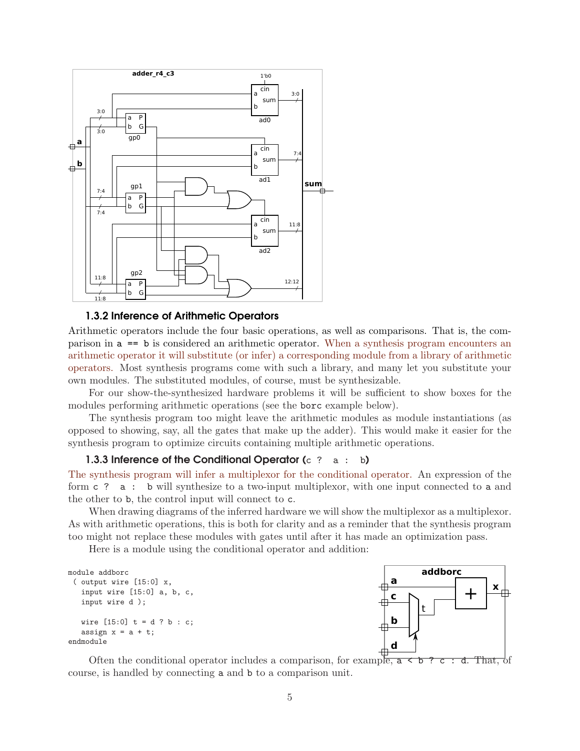### 1.3.2 Inference of Arithmetic Operators

Arithmetic operators include the four basic operations, as well as comparisons. That is, the comparison in `a == b` is considered an arithmetic operator. When a synthesis program encounters an arithmetic operator it will substitute (or infer) a corresponding module from a library of arithmetic operators. Most synthesis programs come with such a library, and many let you substitute your own modules. The substituted modules, of course, must be synthesizable.

For our show-the-synthesized hardware problems it will be sufficient to show boxes for the modules performing arithmetic operations (see the `borc` example below).

The synthesis program too might leave the arithmetic modules as module instantiations (as opposed to showing, say, all the gates that make up the adder). This would make it easier for the synthesis program to optimize circuits containing multiple arithmetic operations.

### 1.3.3 Inference of the Conditional Operator (`c ? a : b`)

The synthesis program will infer a multiplexor for the conditional operator. An expression of the form `c ? a : b` will synthesize to a two-input multiplexor, with one input connected to `a` and the other to `b`, the control input will connect to `c`.

When drawing diagrams of the inferred hardware we will show the multiplexor as a multiplexor. As with arithmetic operations, this is both for clarity and as a reminder that the synthesis program too might not replace these modules with gates until after it has made an optimization pass.

Here is a module using the conditional operator and addition:

```
module addborc
 ( output wire [15:0] x,
   input wire [15:0] a, b, c,
   input wire d );

   wire [15:0] t = d ? b : c;
   assign x = a + t;
endmodule
```

Often the conditional operator includes a comparison, for example, `a < b ? c : d`. That, of course, is handled by connecting `a` and `b` to a comparison unit.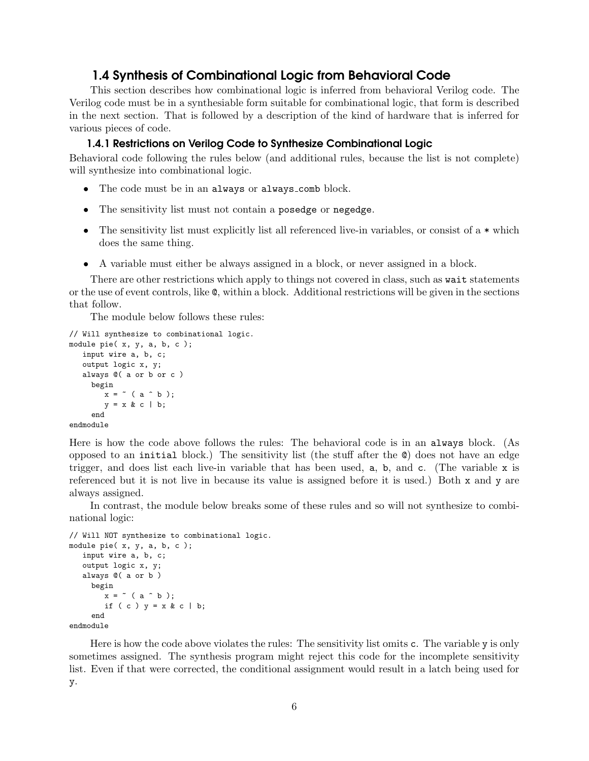## 1.4 Synthesis of Combinational Logic from Behavioral Code

This section describes how combinational logic is inferred from behavioral Verilog code. The Verilog code must be in a synthesiable form suitable for combinational logic, that form is described in the next section. That is followed by a description of the kind of hardware that is inferred for various pieces of code.

### 1.4.1 Restrictions on Verilog Code to Synthesize Combinational Logic

Behavioral code following the rules below (and additional rules, because the list is not complete) will synthesize into combinational logic.

- The code must be in an `always` or `always_comb` block.
- The sensitivity list must not contain a `posedge` or `negedge`.
- The sensitivity list must explicitly list all referenced live-in variables, or consist of a `*` which does the same thing.
- A variable must either be always assigned in a block, or never assigned in a block.

There are other restrictions which apply to things not covered in class, such as `wait` statements or the use of event controls, like `@`, within a block. Additional restrictions will be given in the sections that follow.

The module below follows these rules:

```
// Will synthesize to combinational logic.
module pie( x, y, a, b, c );
   input wire a, b, c;
   output logic x, y;
   always @( a or b or c )
     begin
        x = ~ ( a ^ b );
        y = x & c | b;
     end
endmodule
```

Here is how the code above follows the rules: The behavioral code is in an `always` block. (As opposed to an `initial` block.) The sensitivity list (the stuff after the `@`) does not have an edge trigger, and does list each live-in variable that has been used, `a`, `b`, and `c`. (The variable `x` is referenced but it is not live in because its value is assigned before it is used.) Both `x` and `y` are always assigned.

In contrast, the module below breaks some of these rules and so will not synthesize to combinational logic:

```
// Will NOT synthesize to combinational logic.
module pie( x, y, a, b, c );
   input wire a, b, c;
   output logic x, y;
   always @( a or b )
     begin
        x = ~ ( a ^ b );
        if ( c ) y = x & c | b;
     end
endmodule
```

Here is how the code above violates the rules: The sensitivity list omits `c`. The variable `y` is only sometimes assigned. The synthesis program might reject this code for the incomplete sensitivity list. Even if that were corrected, the conditional assignment would result in a latch being used for `y`.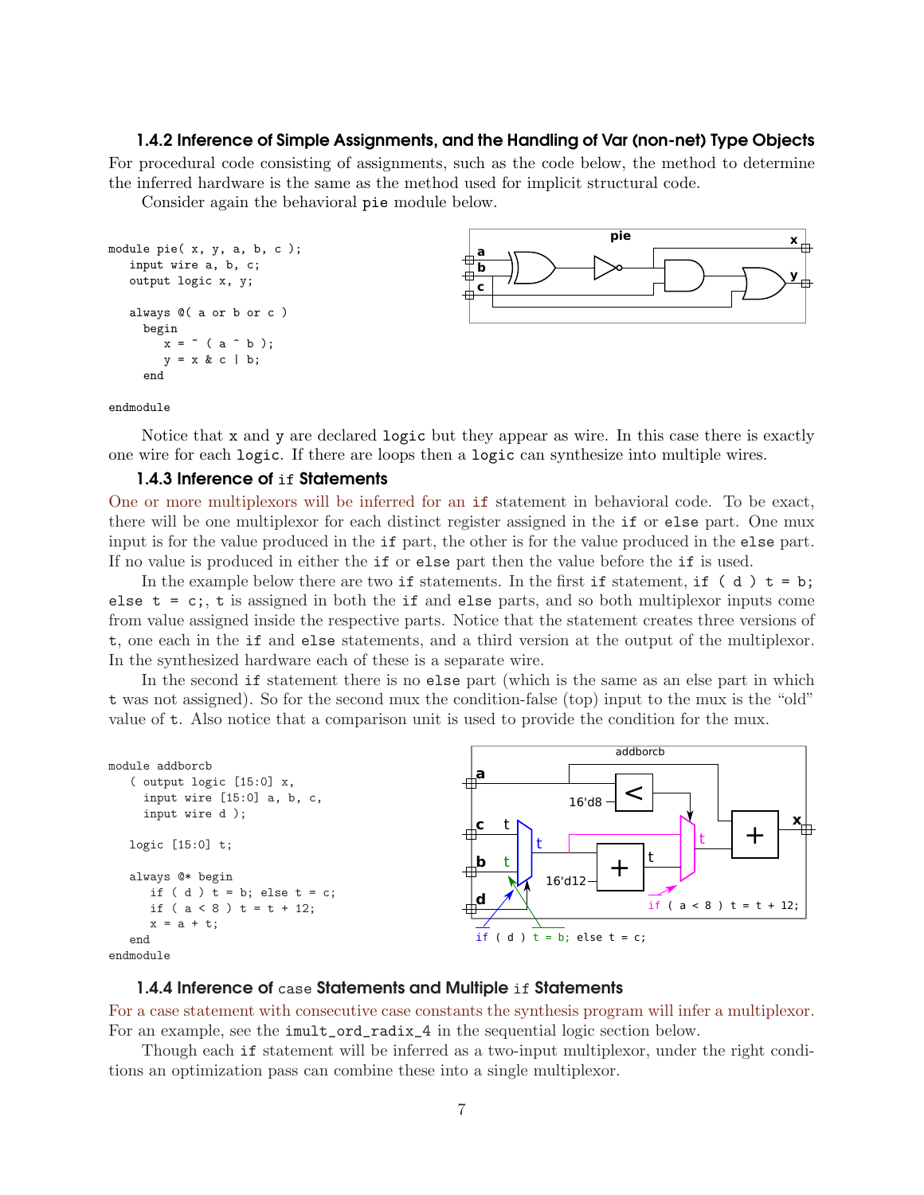### 1.4.2 Inference of Simple Assignments, and the Handling of Var (non-net) Type Objects

For procedural code consisting of assignments, such as the code below, the method to determine the inferred hardware is the same as the method used for implicit structural code.

Consider again the behavioral `pie` module below.

```
module pie( x, y, a, b, c );
   input wire a, b, c;
   output logic x, y;

   always @( a or b or c )
     begin
        x = ~ ( a ^ b );
        y = x & c | b;
     end

endmodule
```

Notice that `x` and `y` are declared `logic` but they appear as wire. In this case there is exactly one wire for each `logic`. If there are loops then a `logic` can synthesize into multiple wires.

### 1.4.3 Inference of `if` Statements

One or more multiplexors will be inferred for an `if` statement in behavioral code. To be exact, there will be one multiplexor for each distinct register assigned in the `if` or `else` part. One mux input is for the value produced in the `if` part, the other is for the value produced in the `else` part. If no value is produced in either the `if` or `else` part then the value before the `if` is used.

In the example below there are two `if` statements. In the first `if` statement, `if ( d ) t = b; else t = c;`, `t` is assigned in both the `if` and `else` parts, and so both multiplexor inputs come from value assigned inside the respective parts. Notice that the statement creates three versions of `t`, one each in the `if` and `else` statements, and a third version at the output of the multiplexor. In the synthesized hardware each of these is a separate wire.

In the second `if` statement there is no `else` part (which is the same as an else part in which `t` was not assigned). So for the second mux the condition-false (top) input to the mux is the "old" value of `t`. Also notice that a comparison unit is used to provide the condition for the mux.

```
module addborcb
   ( output logic [15:0] x,
     input wire [15:0] a, b, c,
     input wire d );

   logic [15:0] t;

   always @* begin
      if ( d ) t = b; else t = c;
      if ( a < 8 ) t = t + 12;
      x = a + t;
   end
endmodule
```

### 1.4.4 Inference of `case` Statements and Multiple `if` Statements

For a case statement with consecutive case constants the synthesis program will infer a multiplexor. For an example, see the `imult_ord_radix_4` in the sequential logic section below.

Though each `if` statement will be inferred as a two-input multiplexor, under the right conditions an optimization pass can combine these into a single multiplexor.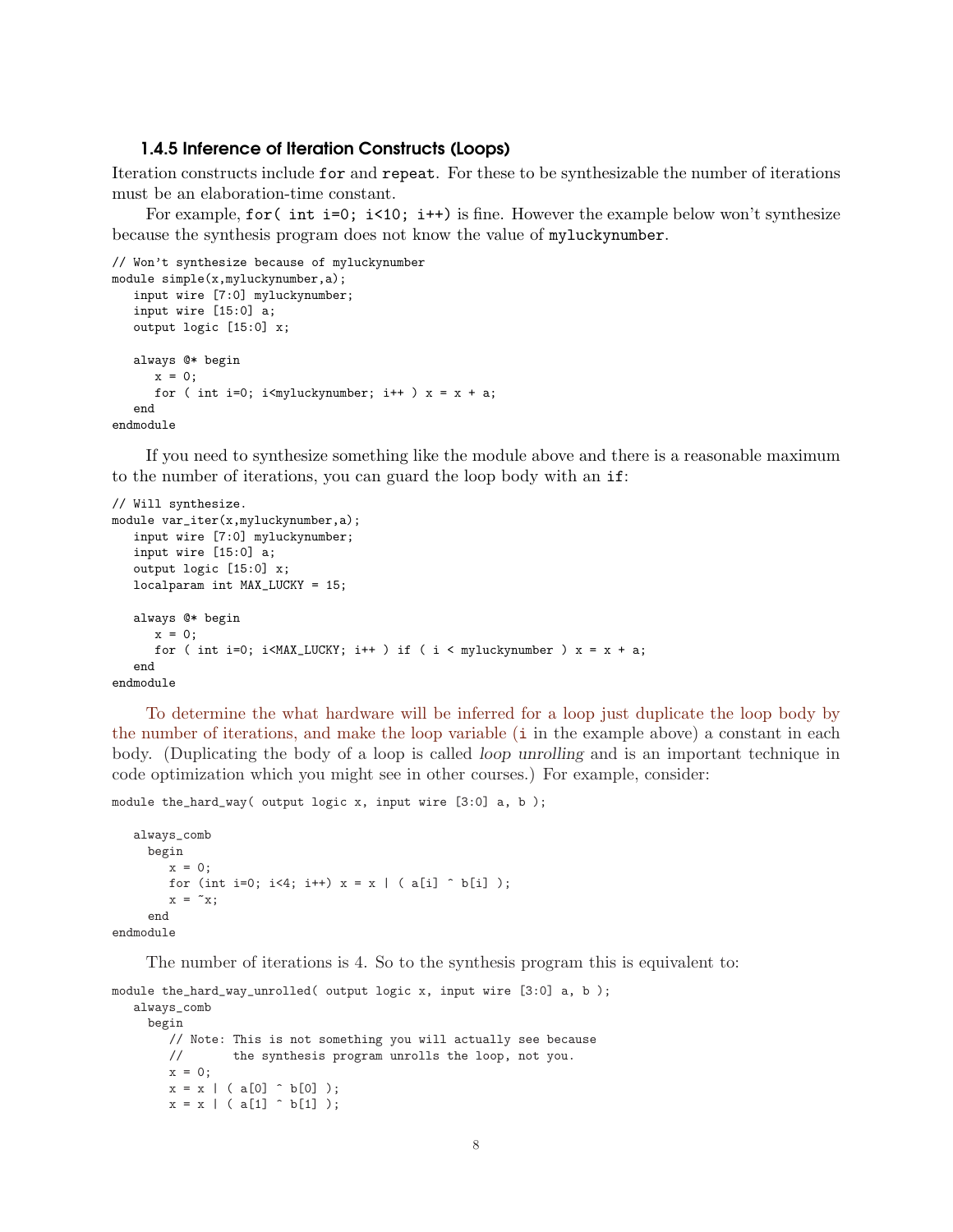### 1.4.5 Inference of Iteration Constructs (Loops)

Iteration constructs include `for` and `repeat`. For these to be synthesizable the number of iterations must be an elaboration-time constant.

For example, `for( int i=0; i<10; i++)` is fine. However the example below won't synthesize because the synthesis program does not know the value of `myluckynumber`.

```
// Won't synthesize because of myluckynumber
module simple(x,myluckynumber,a);
   input wire [7:0] myluckynumber;
   input wire [15:0] a;
   output logic [15:0] x;

   always @* begin
      x = 0;
      for ( int i=0; i<myluckynumber; i++ ) x = x + a;
   end
endmodule
```

If you need to synthesize something like the module above and there is a reasonable maximum to the number of iterations, you can guard the loop body with an `if`:

```
// Will synthesize.
module var_iter(x,myluckynumber,a);
   input wire [7:0] myluckynumber;
   input wire [15:0] a;
   output logic [15:0] x;
   localparam int MAX_LUCKY = 15;

   always @* begin
      x = 0;
      for ( int i=0; i<MAX_LUCKY; i++ ) if ( i < myluckynumber ) x = x + a;
   end
endmodule
```

To determine the what hardware will be inferred for a loop just duplicate the loop body by the number of iterations, and make the loop variable (`i` in the example above) a constant in each body. (Duplicating the body of a loop is called *loop unrolling* and is an important technique in code optimization which you might see in other courses.) For example, consider:

```
module the_hard_way( output logic x, input wire [3:0] a, b );

   always_comb
     begin
        x = 0;
        for (int i=0; i<4; i++) x = x | ( a[i] ^ b[i] );
        x = ~x;
     end
endmodule
```

The number of iterations is 4. So to the synthesis program this is equivalent to:

```
module the_hard_way_unrolled( output logic x, input wire [3:0] a, b );
   always_comb
     begin
        // Note: This is not something you will actually see because
        //       the synthesis program unrolls the loop, not you.
        x = 0;
        x = x | ( a[0] ^ b[0] );
        x = x | ( a[1] ^ b[1] );
```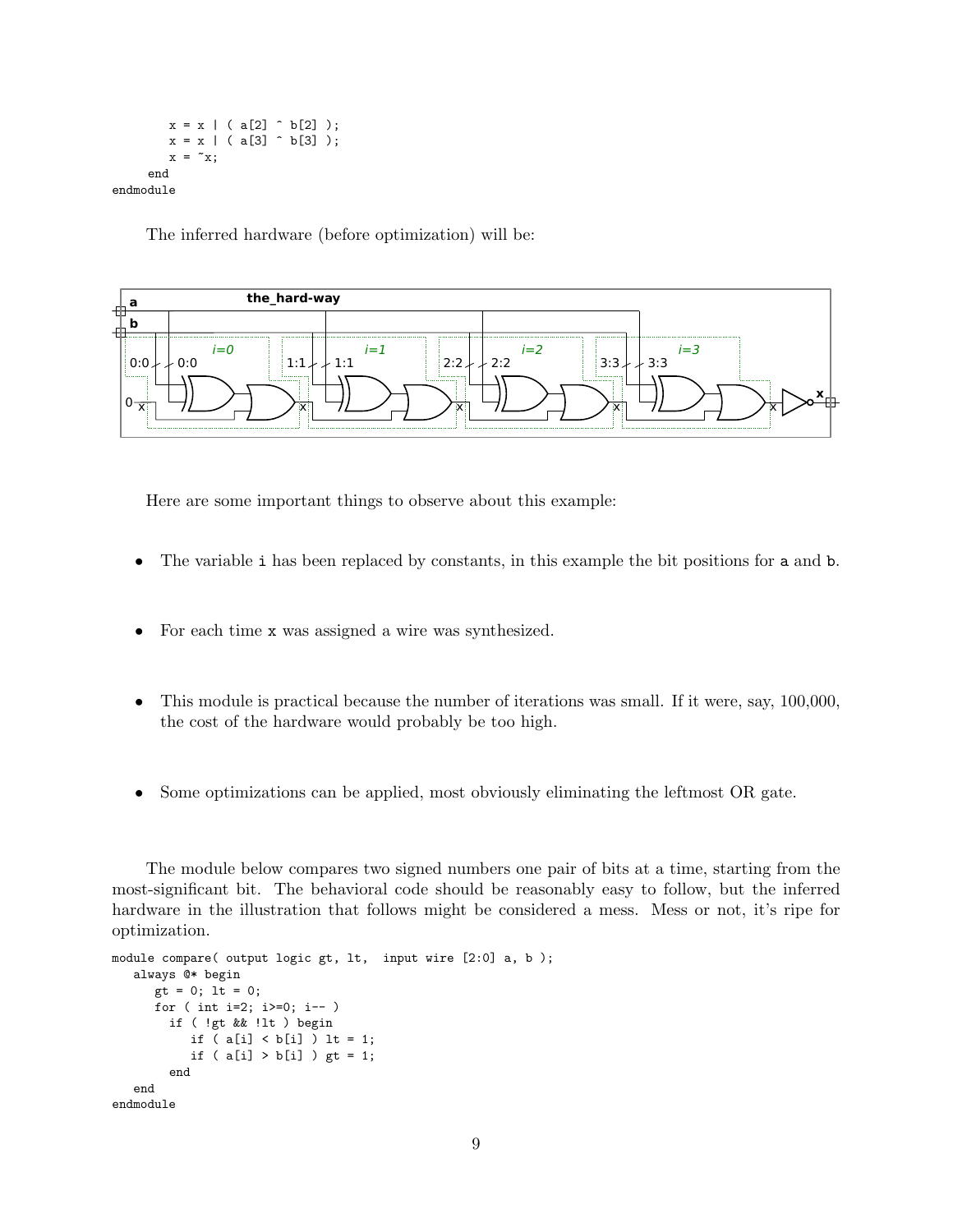```
        x = x | ( a[2] ^ b[2] );
        x = x | ( a[3] ^ b[3] );
        x = ~x;
     end
endmodule
```

The inferred hardware (before optimization) will be:

- The variable `i` has been replaced by constants, in this example the bit positions for `a` and `b`.
- For each time `x` was assigned a wire was synthesized.
- This module is practical because the number of iterations was small. If it were, say, 100,000, the cost of the hardware would probably be too high.
- Some optimizations can be applied, most obviously eliminating the leftmost OR gate.

Here are some important things to observe about this example:

The module below compares two signed numbers one pair of bits at a time, starting from the most-significant bit. The behavioral code should be reasonably easy to follow, but the inferred hardware in the illustration that follows might be considered a mess. Mess or not, it's ripe for optimization.

```
module compare( output logic gt, lt,  input wire [2:0] a, b );
   always @* begin
      gt = 0; lt = 0;
      for ( int i=2; i>=0; i-- )
        if ( !gt && !lt ) begin
           if ( a[i] < b[i] ) lt = 1;
           if ( a[i] > b[i] ) gt = 1;
        end
   end
endmodule
```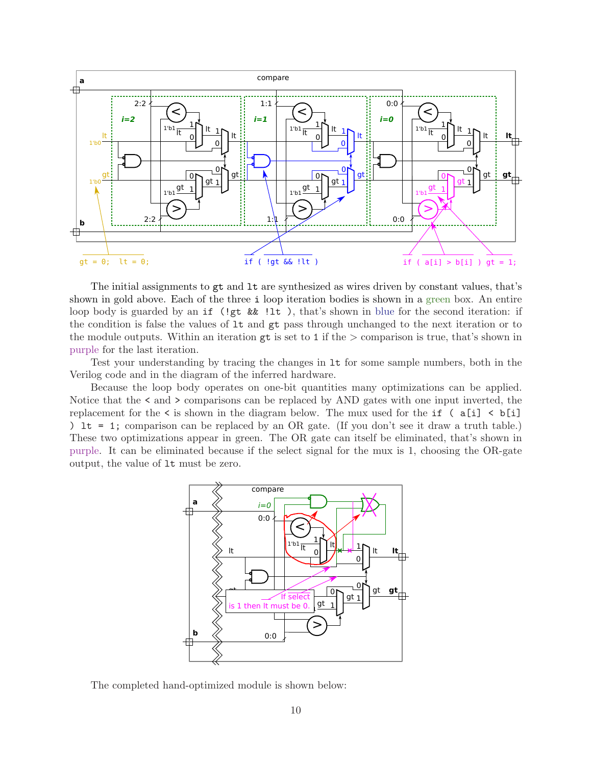The initial assignments to `gt` and `lt` are synthesized as wires driven by constant values, that's shown in gold above. Each of the three `i` loop iteration bodies is shown in a green box. An entire loop body is guarded by an `if (!gt && !lt )`, that's shown in blue for the second iteration: if the condition is false the values of `lt` and `gt` pass through unchanged to the next iteration or to the module outputs. Within an iteration `gt` is set to `1` if the > comparison is true, that's shown in purple for the last iteration.

Test your understanding by tracing the changes in `lt` for some sample numbers, both in the Verilog code and in the diagram of the inferred hardware.

Because the loop body operates on one-bit quantities many optimizations can be applied. Notice that the `<` and `>` comparisons can be replaced by AND gates with one input inverted, the replacement for the `<` is shown in the diagram below. The mux used for the `if ( a[i] < b[i] ) lt = 1;` comparison can be replaced by an OR gate. (If you don't see it draw a truth table.) These two optimizations appear in green. The OR gate can itself be eliminated, that's shown in purple. It can be eliminated because if the select signal for the mux is 1, choosing the OR-gate output, the value of `lt` must be zero.

The completed hand-optimized module is shown below: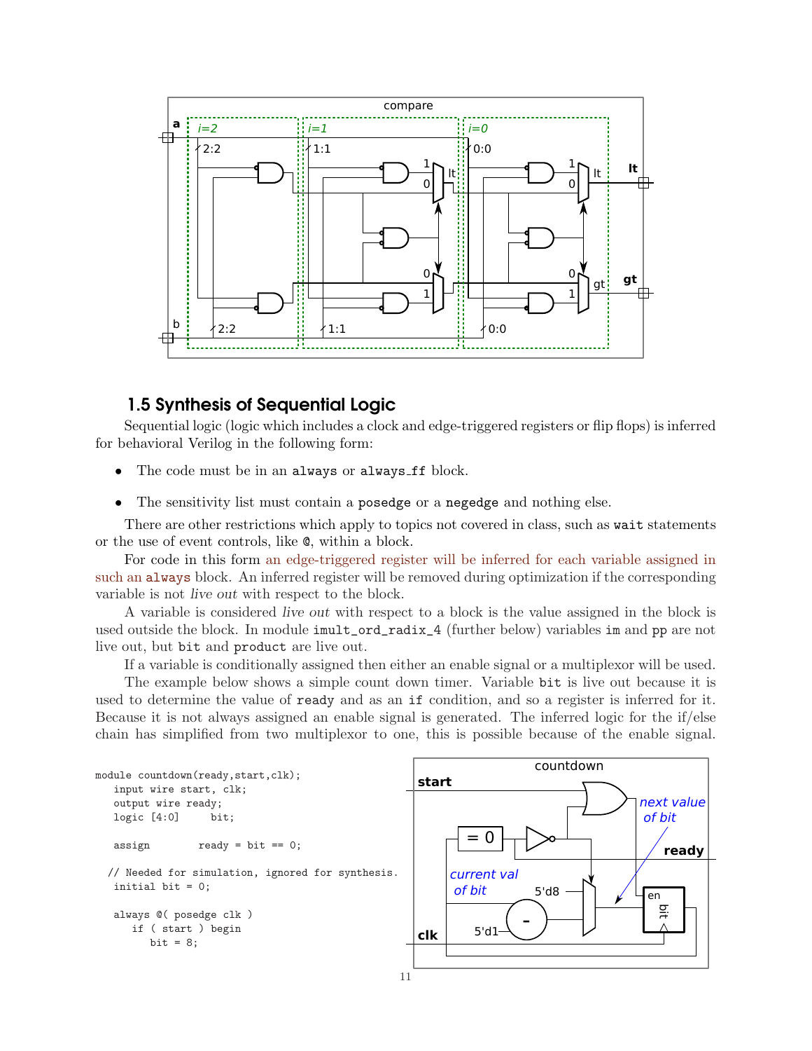## 1.5 Synthesis of Sequential Logic

Sequential logic (logic which includes a clock and edge-triggered registers or flip flops) is inferred for behavioral Verilog in the following form:

- The code must be in an `always` or `always_ff` block.
- The sensitivity list must contain a `posedge` or a `negedge` and nothing else.

There are other restrictions which apply to topics not covered in class, such as `wait` statements or the use of event controls, like `@`, within a block.

For code in this form an edge-triggered register will be inferred for each variable assigned in such an `always` block. An inferred register will be removed during optimization if the corresponding variable is not *live out* with respect to the block.

A variable is considered *live out* with respect to a block is the value assigned in the block is used outside the block. In module `imult_ord_radix_4` (further below) variables `im` and `pp` are not live out, but `bit` and `product` are live out.

If a variable is conditionally assigned then either an enable signal or a multiplexor will be used.

The example below shows a simple count down timer. Variable `bit` is live out because it is used to determine the value of `ready` and as an `if` condition, and so a register is inferred for it. Because it is not always assigned an enable signal is generated. The inferred logic for the if/else chain has simplified from two multiplexor to one, this is possible because of the enable signal.

```
module countdown(ready,start,clk);
   input wire start, clk;
   output wire ready;
   logic [4:0]     bit;

   assign       ready = bit == 0;

  // Needed for simulation, ignored for synthesis.
   initial bit = 0;

   always @( posedge clk )
      if ( start ) begin
         bit = 8;
```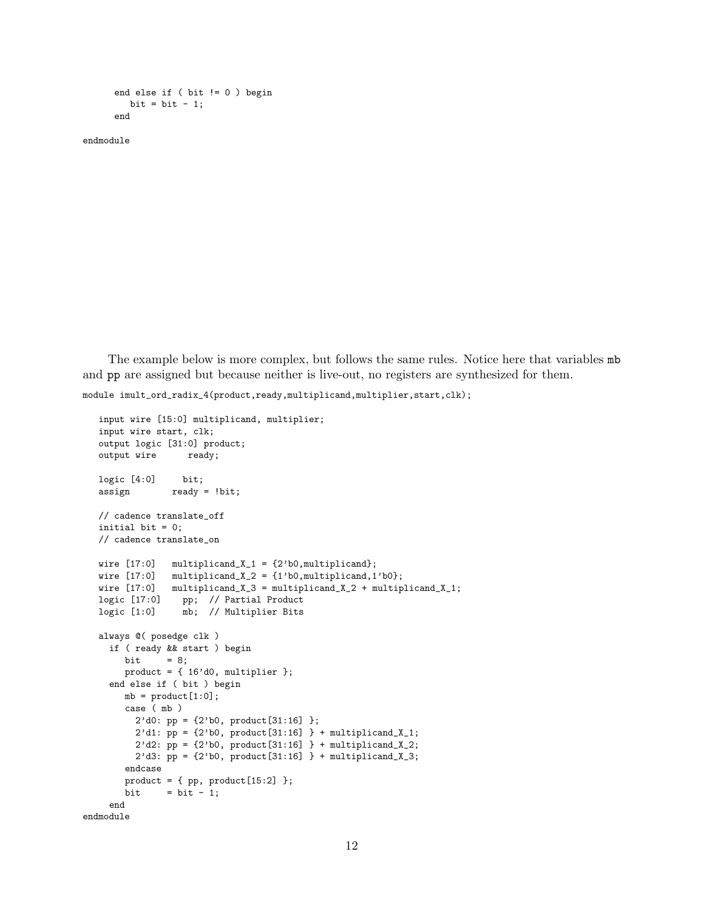```
      end else if ( bit != 0 ) begin
         bit = bit - 1;
      end

endmodule
```

The example below is more complex, but follows the same rules. Notice here that variables mb and pp are assigned but because neither is live-out, no registers are synthesized for them.

```
module imult_ord_radix_4(product,ready,multiplicand,multiplier,start,clk);

   input wire [15:0] multiplicand, multiplier;
   input wire start, clk;
   output logic [31:0] product;
   output wire      ready;

   logic [4:0]     bit;
   assign        ready = !bit;

   // cadence translate_off
   initial bit = 0;
   // cadence translate_on

   wire [17:0]   multiplicand_X_1 = {2'b0,multiplicand};
   wire [17:0]   multiplicand_X_2 = {1'b0,multiplicand,1'b0};
   wire [17:0]   multiplicand_X_3 = multiplicand_X_2 + multiplicand_X_1;
   logic [17:0]    pp;  // Partial Product
   logic [1:0]     mb;  // Multiplier Bits

   always @( posedge clk )
     if ( ready && start ) begin
        bit     = 8;
        product = { 16'd0, multiplier };
     end else if ( bit ) begin
        mb = product[1:0];
        case ( mb )
          2'd0: pp = {2'b0, product[31:16] };
          2'd1: pp = {2'b0, product[31:16] } + multiplicand_X_1;
          2'd2: pp = {2'b0, product[31:16] } + multiplicand_X_2;
          2'd3: pp = {2'b0, product[31:16] } + multiplicand_X_3;
        endcase
        product = { pp, product[15:2] };
        bit     = bit - 1;
     end
endmodule
```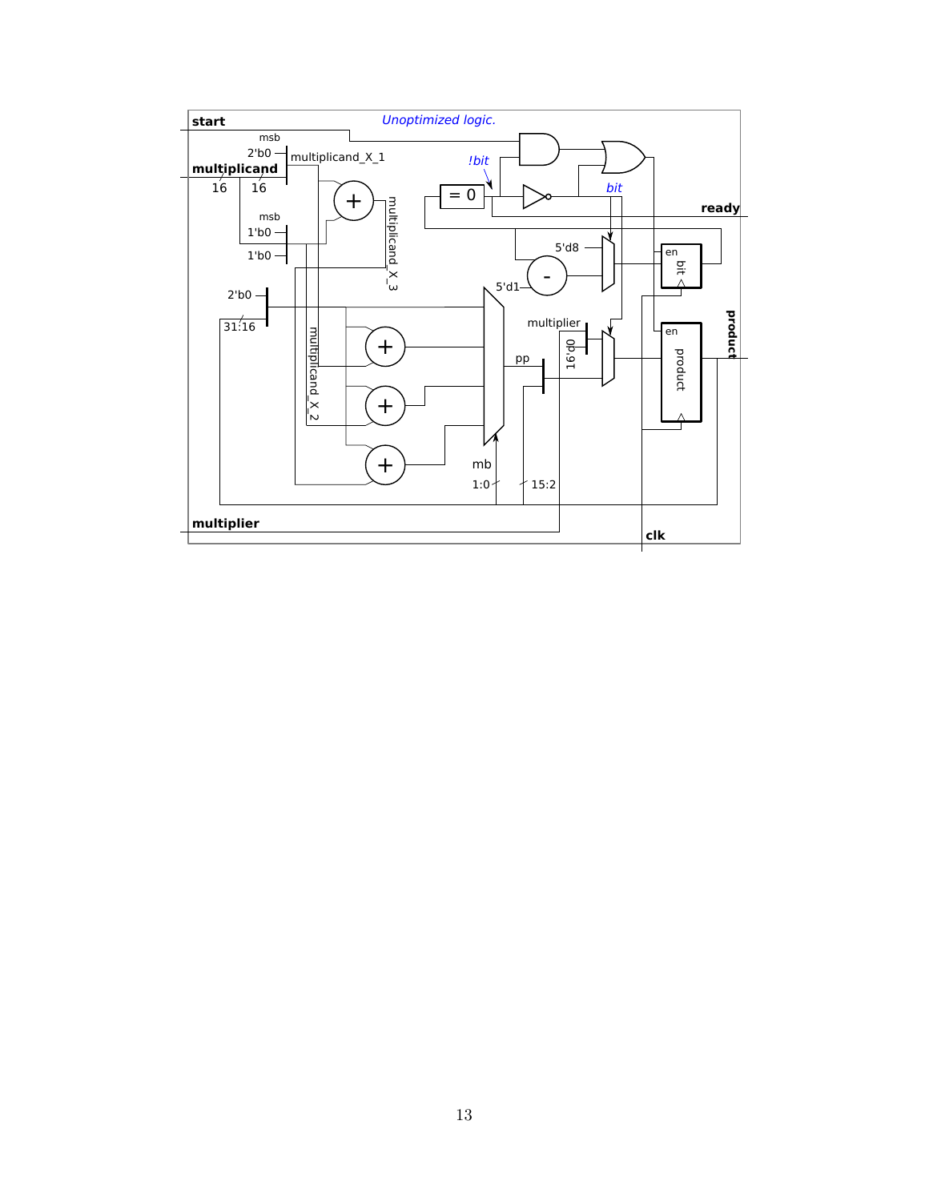start

Unoptimized logic.

msb

2'b0

multiplicand_X_1

multiplicand

16

16

!bit

= 0

bit

ready

msb

1'b0

1'b0

multiplicand_X_3

5'd8

en

bit

-

5'd1

2'b0

31:16

multiplier

en

product

multiplicand_X_2

pp

16'd0

product

mb

1:0

15:2

multiplier

clk